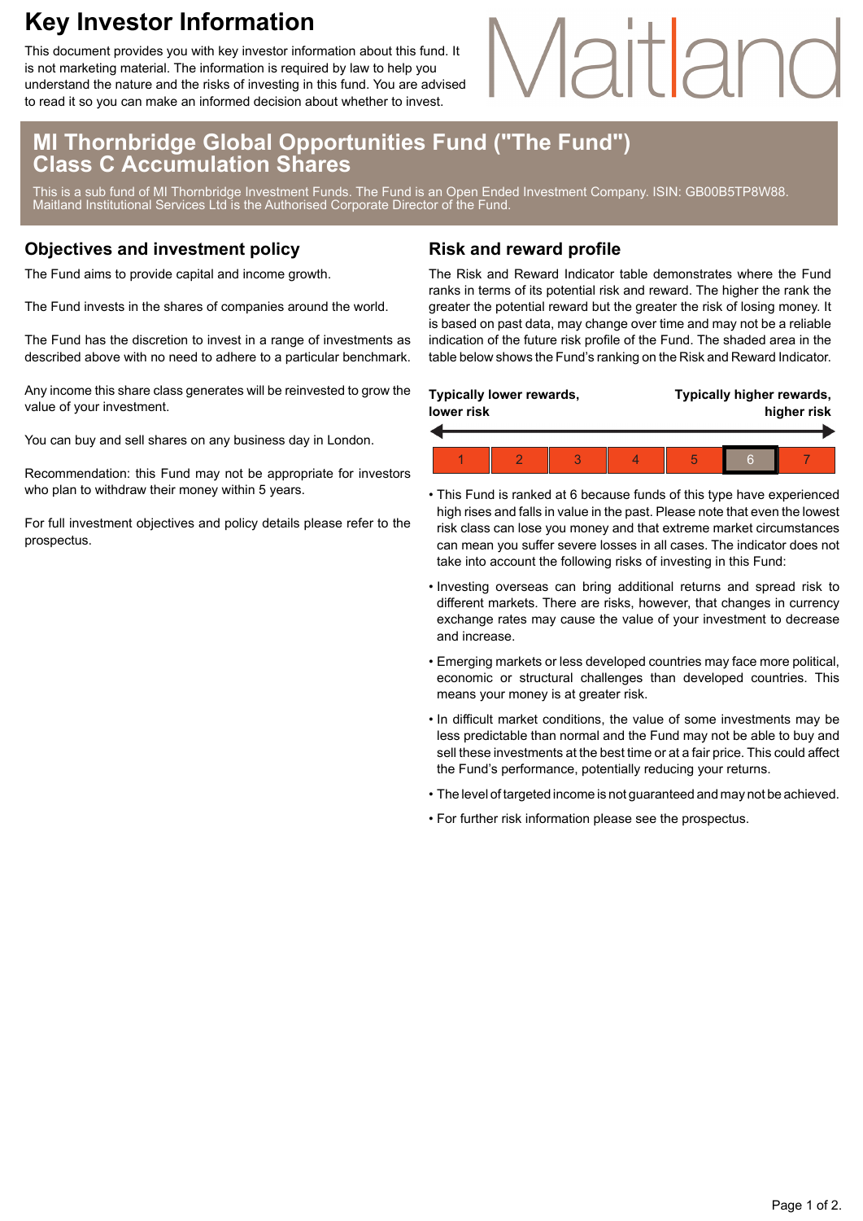# Key Investor Information

This document provides you with key investor information about this fund. It is not marketing material. The information is required by law to help you understand the nature and the risks of investing in this fund. You are advised to read it so you can make an informed decision about whether to invest.

Maitland

## MI Thornbridge Global Opportunities Fund ("The Fund") Class C Accumulation Shares

This is a sub fund of MI Thornbridge Investment Funds. The Fund is an Open Ended Investment Company. ISIN: GB00B5TP8W88. Maitland Institutional Services Ltd is the Authorised Corporate Director of the Fund.

## Objectives and investment policy

The Fund aims to provide capital and income growth.

The Fund invests in the shares of companies around the world.

The Fund has the discretion to invest in a range of investments as described above with no need to adhere to a particular benchmark.

Any income this share class generates will be reinvested to grow the value of your investment.

You can buy and sell shares on any business day in London.

Recommendation: this Fund may not be appropriate for investors who plan to withdraw their money within 5 years.

For full investment objectives and policy details please refer to the prospectus.

## Risk and reward profile

The Risk and Reward Indicator table demonstrates where the Fund ranks in terms of its potential risk and reward. The higher the rank the greater the potential reward but the greater the risk of losing money. It is based on past data, may change over time and may not be a reliable indication of the future risk profile of the Fund. The shaded area in the table below shows the Fund's ranking on the Risk and Reward Indicator.

**Typically lower rewards, lower risk** ← → **Typically higher rewards, higher risk**

| 1 | 2 | 3 | 4 | 5 | **6** | 7 |
|---|---|---|---|---|---|---|

- This Fund is ranked at 6 because funds of this type have experienced high rises and falls in value in the past. Please note that even the lowest risk class can lose you money and that extreme market circumstances can mean you suffer severe losses in all cases. The indicator does not take into account the following risks of investing in this Fund:
- Investing overseas can bring additional returns and spread risk to different markets. There are risks, however, that changes in currency exchange rates may cause the value of your investment to decrease and increase.
- Emerging markets or less developed countries may face more political, economic or structural challenges than developed countries. This means your money is at greater risk.
- In difficult market conditions, the value of some investments may be less predictable than normal and the Fund may not be able to buy and sell these investments at the best time or at a fair price. This could affect the Fund's performance, potentially reducing your returns.
- The level of targeted income is not guaranteed and may not be achieved.
- For further risk information please see the prospectus.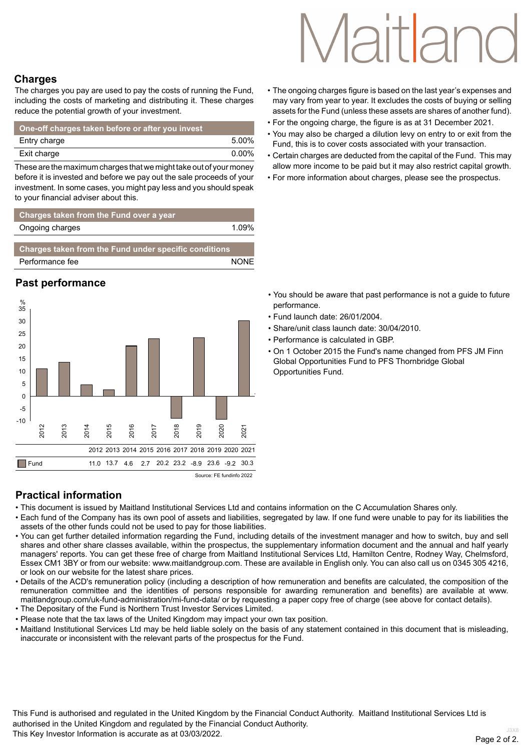## Charges

The charges you pay are used to pay the costs of running the Fund, including the costs of marketing and distributing it. These charges reduce the potential growth of your investment.

| One-off charges taken before or after you invest | |
|---|---|
| Entry charge | 5.00% |
| Exit charge | 0.00% |

These are the maximum charges that we might take out of your money before it is invested and before we pay out the sale proceeds of your investment. In some cases, you might pay less and you should speak to your financial adviser about this.

| Charges taken from the Fund over a year | |
|---|---|
| Ongoing charges | 1.09% |

| Charges taken from the Fund under specific conditions | |
|---|---|
| Performance fee | NONE |

- The ongoing charges figure is based on the last year's expenses and may vary from year to year. It excludes the costs of buying or selling assets for the Fund (unless these assets are shares of another fund).
- For the ongoing charge, the figure is as at 31 December 2021.
- You may also be charged a dilution levy on entry to or exit from the Fund, this is to cover costs associated with your transaction.
- Certain charges are deducted from the capital of the Fund. This may allow more income to be paid but it may also restrict capital growth.
- For more information about charges, please see the prospectus.

## Past performance

%
35
30
25
20
15
10
5
0
-5
-10

2012 2013 2014 2015 2016 2017 2018 2019 2020 2021

| | 2012 | 2013 | 2014 | 2015 | 2016 | 2017 | 2018 | 2019 | 2020 | 2021 |
|---|---|---|---|---|---|---|---|---|---|---|
| Fund | 11.0 | 13.7 | 4.6 | 2.7 | 20.2 | 23.2 | -8.9 | 23.6 | -9.2 | 30.3 |

Source: FE fundinfo 2022

- You should be aware that past performance is not a guide to future performance.
- Fund launch date: 26/01/2004.
- Share/unit class launch date: 30/04/2010.
- Performance is calculated in GBP.
- On 1 October 2015 the Fund's name changed from PFS JM Finn Global Opportunities Fund to PFS Thornbridge Global Opportunities Fund.

## Practical information

- This document is issued by Maitland Institutional Services Ltd and contains information on the C Accumulation Shares only.
- Each fund of the Company has its own pool of assets and liabilities, segregated by law. If one fund were unable to pay for its liabilities the assets of the other funds could not be used to pay for those liabilities.
- You can get further detailed information regarding the Fund, including details of the investment manager and how to switch, buy and sell shares and other share classes available, within the prospectus, the supplementary information document and the annual and half yearly managers' reports. You can get these free of charge from Maitland Institutional Services Ltd, Hamilton Centre, Rodney Way, Chelmsford, Essex CM1 3BY or from our website: www.maitlandgroup.com. These are available in English only. You can also call us on 0345 305 4216, or look on our website for the latest share prices.
- Details of the ACD's remuneration policy (including a description of how remuneration and benefits are calculated, the composition of the remuneration committee and the identities of persons responsible for awarding remuneration and benefits) are available at www. maitlandgroup.com/uk-fund-administration/mi-fund-data/ or by requesting a paper copy free of charge (see above for contact details).
- The Depositary of the Fund is Northern Trust Investor Services Limited.
- Please note that the tax laws of the United Kingdom may impact your own tax position.
- Maitland Institutional Services Ltd may be held liable solely on the basis of any statement contained in this document that is misleading, inaccurate or inconsistent with the relevant parts of the prospectus for the Fund.

This Fund is authorised and regulated in the United Kingdom by the Financial Conduct Authority. Maitland Institutional Services Ltd is authorised in the United Kingdom and regulated by the Financial Conduct Authority.
This Key Investor Information is accurate as at 03/03/2022.